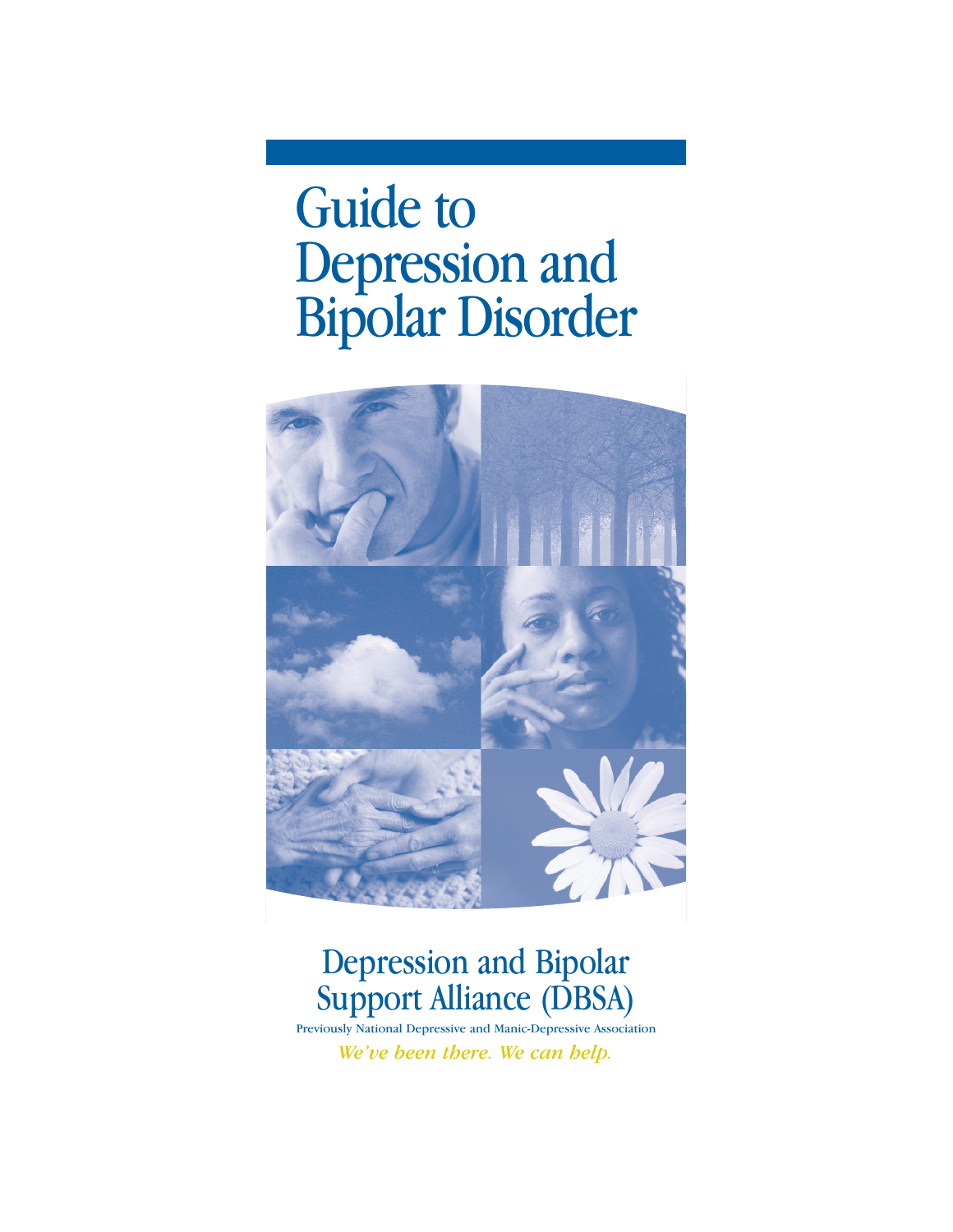# Guide to Depression and Bipolar Disorder

## Depression and Bipolar Support Alliance (DBSA)

Previously National Depressive and Manic-Depressive Association

*We've been there. We can help.*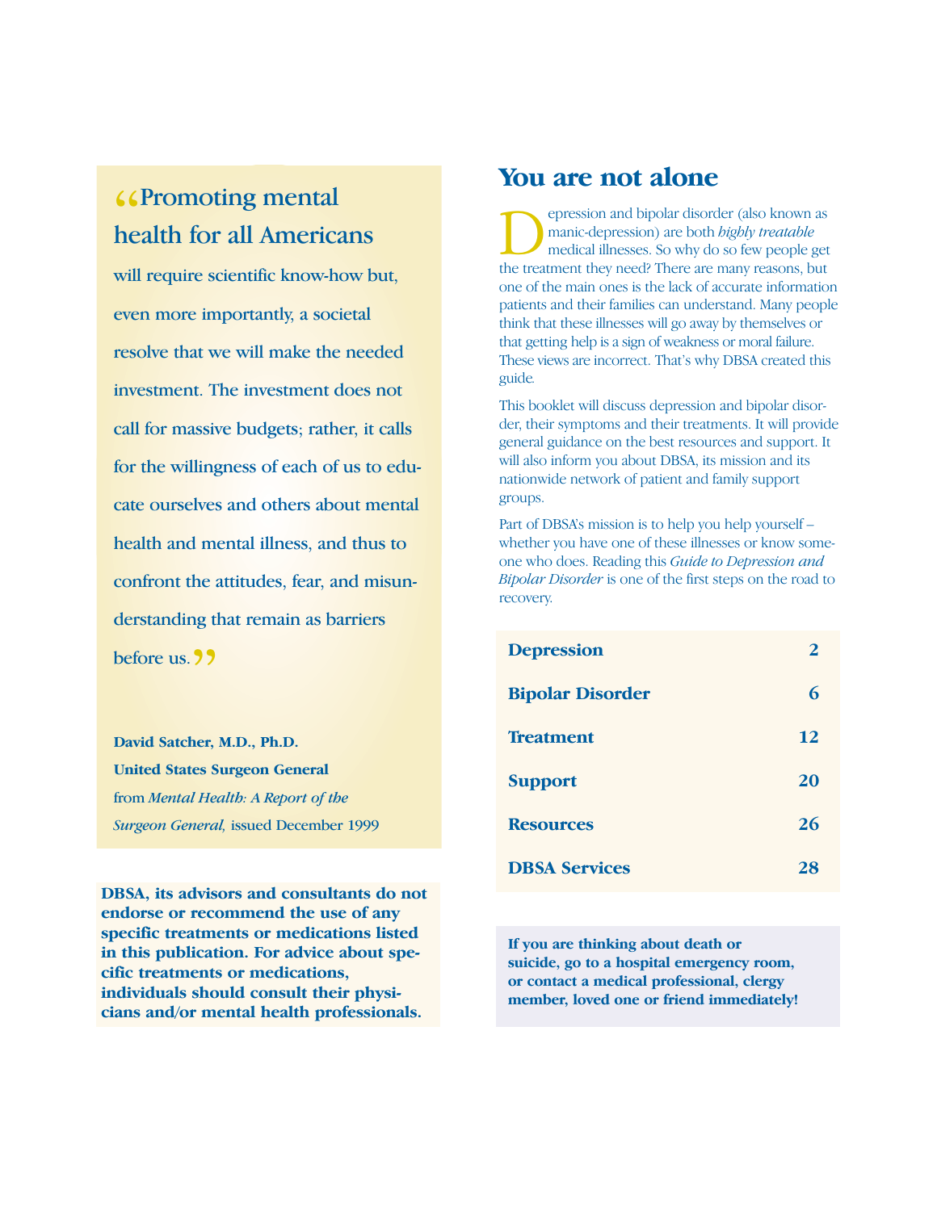"Promoting mental health for all Americans will require scientific know-how but, even more importantly, a societal resolve that we will make the needed investment. The investment does not call for massive budgets; rather, it calls for the willingness of each of us to educate ourselves and others about mental health and mental illness, and thus to confront the attitudes, fear, and misunderstanding that remain as barriers before us."

**David Satcher, M.D., Ph.D.**
**United States Surgeon General**
from *Mental Health: A Report of the Surgeon General,* issued December 1999

**DBSA, its advisors and consultants do not endorse or recommend the use of any specific treatments or medications listed in this publication. For advice about specific treatments or medications, individuals should consult their physicians and/or mental health professionals.**

# You are not alone

Depression and bipolar disorder (also known as manic-depression) are both *highly treatable* medical illnesses. So why do so few people get the treatment they need? There are many reasons, but one of the main ones is the lack of accurate information patients and their families can understand. Many people think that these illnesses will go away by themselves or that getting help is a sign of weakness or moral failure. These views are incorrect. That's why DBSA created this guide.

This booklet will discuss depression and bipolar disorder, their symptoms and their treatments. It will provide general guidance on the best resources and support. It will also inform you about DBSA, its mission and its nationwide network of patient and family support groups.

Part of DBSA's mission is to help you help yourself – whether you have one of these illnesses or know someone who does. Reading this *Guide to Depression and Bipolar Disorder* is one of the first steps on the road to recovery.

| | |
|---|---|
| **Depression** | **2** |
| **Bipolar Disorder** | **6** |
| **Treatment** | **12** |
| **Support** | **20** |
| **Resources** | **26** |
| **DBSA Services** | **28** |

**If you are thinking about death or suicide, go to a hospital emergency room, or contact a medical professional, clergy member, loved one or friend immediately!**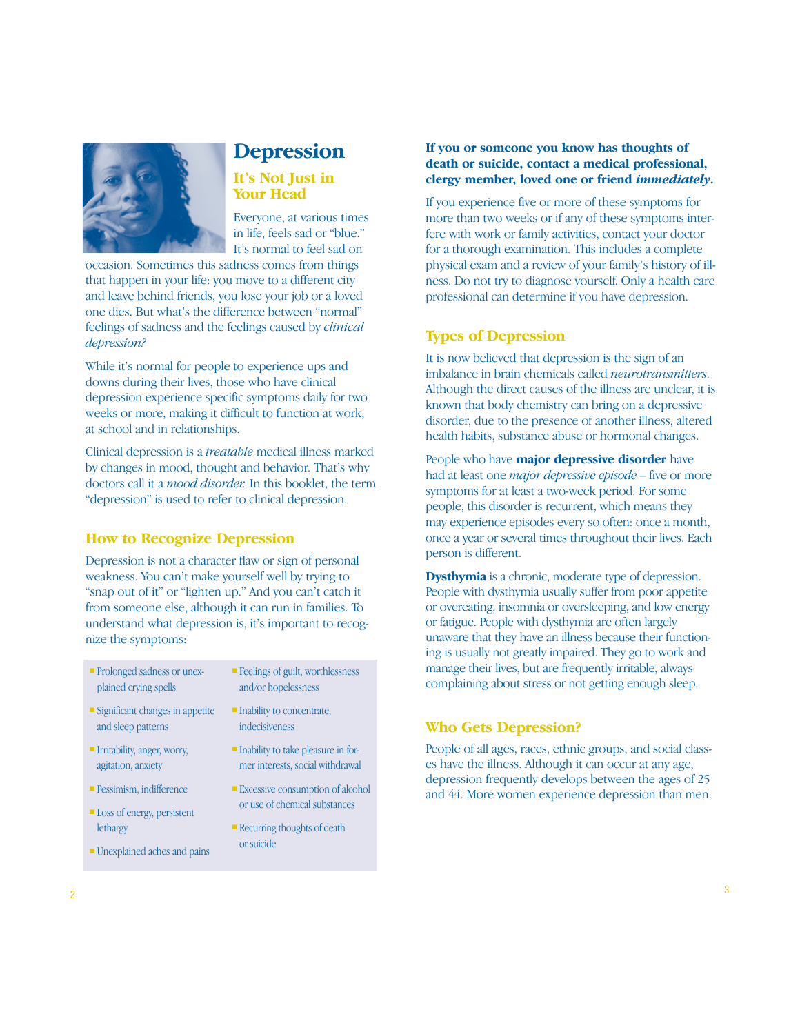# Depression

## It's Not Just in Your Head

Everyone, at various times in life, feels sad or "blue." It's normal to feel sad on occasion. Sometimes this sadness comes from things that happen in your life: you move to a different city and leave behind friends, you lose your job or a loved one dies. But what's the difference between "normal" feelings of sadness and the feelings caused by *clinical depression?*

While it's normal for people to experience ups and downs during their lives, those who have clinical depression experience specific symptoms daily for two weeks or more, making it difficult to function at work, at school and in relationships.

Clinical depression is a *treatable* medical illness marked by changes in mood, thought and behavior. That's why doctors call it a *mood disorder.* In this booklet, the term "depression" is used to refer to clinical depression.

## How to Recognize Depression

Depression is not a character flaw or sign of personal weakness. You can't make yourself well by trying to "snap out of it" or "lighten up." And you can't catch it from someone else, although it can run in families. To understand what depression is, it's important to recognize the symptoms:

- Prolonged sadness or unexplained crying spells
- Significant changes in appetite and sleep patterns
- Irritability, anger, worry, agitation, anxiety
- Pessimism, indifference
- Loss of energy, persistent lethargy
- Unexplained aches and pains
- Feelings of guilt, worthlessness and/or hopelessness
- Inability to concentrate, indecisiveness
- Inability to take pleasure in former interests, social withdrawal
- Excessive consumption of alcohol or use of chemical substances
- Recurring thoughts of death or suicide

**If you or someone you know has thoughts of death or suicide, contact a medical professional, clergy member, loved one or friend *immediately*.**

If you experience five or more of these symptoms for more than two weeks or if any of these symptoms interfere with work or family activities, contact your doctor for a thorough examination. This includes a complete physical exam and a review of your family's history of illness. Do not try to diagnose yourself. Only a health care professional can determine if you have depression.

## Types of Depression

It is now believed that depression is the sign of an imbalance in brain chemicals called *neurotransmitters*. Although the direct causes of the illness are unclear, it is known that body chemistry can bring on a depressive disorder, due to the presence of another illness, altered health habits, substance abuse or hormonal changes.

People who have **major depressive disorder** have had at least one *major depressive episode* – five or more symptoms for at least a two-week period. For some people, this disorder is recurrent, which means they may experience episodes every so often: once a month, once a year or several times throughout their lives. Each person is different.

**Dysthymia** is a chronic, moderate type of depression. People with dysthymia usually suffer from poor appetite or overeating, insomnia or oversleeping, and low energy or fatigue. People with dysthymia are often largely unaware that they have an illness because their functioning is usually not greatly impaired. They go to work and manage their lives, but are frequently irritable, always complaining about stress or not getting enough sleep.

## Who Gets Depression?

People of all ages, races, ethnic groups, and social classes have the illness. Although it can occur at any age, depression frequently develops between the ages of 25 and 44. More women experience depression than men.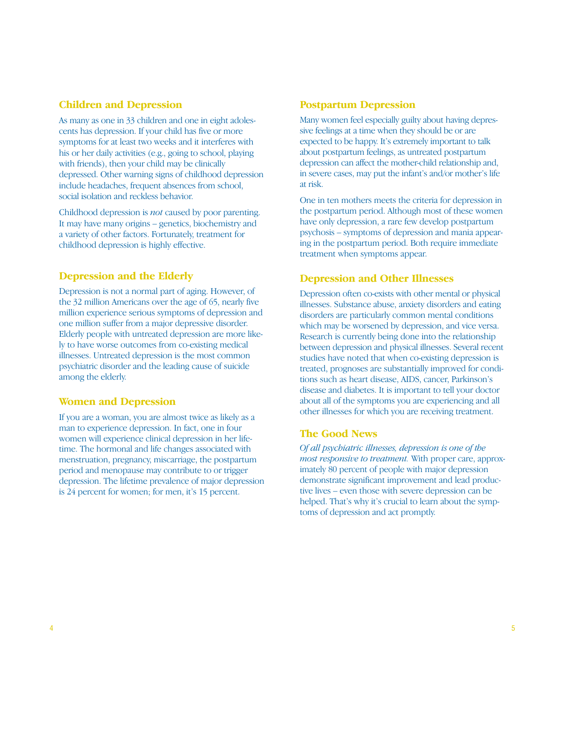## Children and Depression

As many as one in 33 children and one in eight adolescents has depression. If your child has five or more symptoms for at least two weeks and it interferes with his or her daily activities (e.g., going to school, playing with friends), then your child may be clinically depressed. Other warning signs of childhood depression include headaches, frequent absences from school, social isolation and reckless behavior.

Childhood depression is *not* caused by poor parenting. It may have many origins – genetics, biochemistry and a variety of other factors. Fortunately, treatment for childhood depression is highly effective.

## Depression and the Elderly

Depression is not a normal part of aging. However, of the 32 million Americans over the age of 65, nearly five million experience serious symptoms of depression and one million suffer from a major depressive disorder. Elderly people with untreated depression are more likely to have worse outcomes from co-existing medical illnesses. Untreated depression is the most common psychiatric disorder and the leading cause of suicide among the elderly.

## Women and Depression

If you are a woman, you are almost twice as likely as a man to experience depression. In fact, one in four women will experience clinical depression in her lifetime. The hormonal and life changes associated with menstruation, pregnancy, miscarriage, the postpartum period and menopause may contribute to or trigger depression. The lifetime prevalence of major depression is 24 percent for women; for men, it's 15 percent.

## Postpartum Depression

Many women feel especially guilty about having depressive feelings at a time when they should be or are expected to be happy. It's extremely important to talk about postpartum feelings, as untreated postpartum depression can affect the mother-child relationship and, in severe cases, may put the infant's and/or mother's life at risk.

One in ten mothers meets the criteria for depression in the postpartum period. Although most of these women have only depression, a rare few develop postpartum psychosis – symptoms of depression and mania appearing in the postpartum period. Both require immediate treatment when symptoms appear.

## Depression and Other Illnesses

Depression often co-exists with other mental or physical illnesses. Substance abuse, anxiety disorders and eating disorders are particularly common mental conditions which may be worsened by depression, and vice versa. Research is currently being done into the relationship between depression and physical illnesses. Several recent studies have noted that when co-existing depression is treated, prognoses are substantially improved for conditions such as heart disease, AIDS, cancer, Parkinson's disease and diabetes. It is important to tell your doctor about all of the symptoms you are experiencing and all other illnesses for which you are receiving treatment.

## The Good News

*Of all psychiatric illnesses, depression is one of the most responsive to treatment.* With proper care, approximately 80 percent of people with major depression demonstrate significant improvement and lead productive lives – even those with severe depression can be helped. That's why it's crucial to learn about the symptoms of depression and act promptly.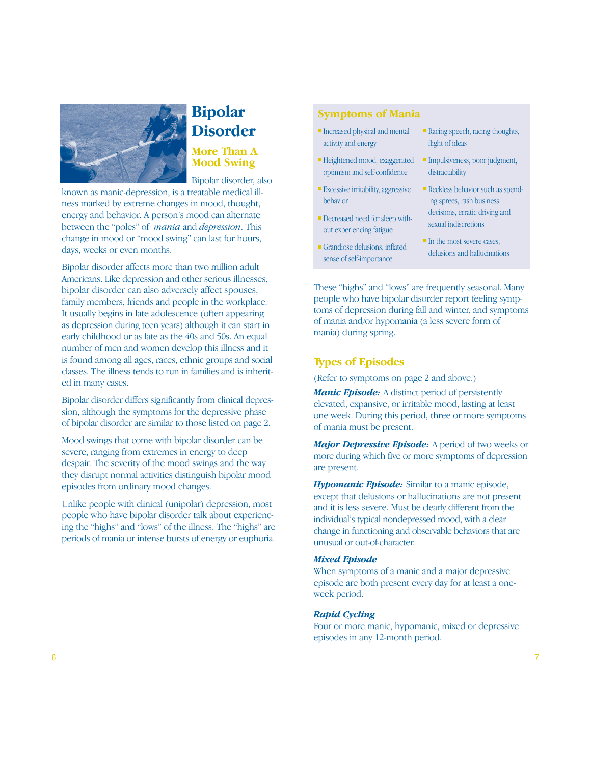# Bipolar Disorder

## More Than A Mood Swing

Bipolar disorder, also known as manic-depression, is a treatable medical illness marked by extreme changes in mood, thought, energy and behavior. A person's mood can alternate between the "poles" of *mania* and *depression*. This change in mood or "mood swing" can last for hours, days, weeks or even months.

Bipolar disorder affects more than two million adult Americans. Like depression and other serious illnesses, bipolar disorder can also adversely affect spouses, family members, friends and people in the workplace. It usually begins in late adolescence (often appearing as depression during teen years) although it can start in early childhood or as late as the 40s and 50s. An equal number of men and women develop this illness and it is found among all ages, races, ethnic groups and social classes. The illness tends to run in families and is inherited in many cases.

Bipolar disorder differs significantly from clinical depression, although the symptoms for the depressive phase of bipolar disorder are similar to those listed on page 2.

Mood swings that come with bipolar disorder can be severe, ranging from extremes in energy to deep despair. The severity of the mood swings and the way they disrupt normal activities distinguish bipolar mood episodes from ordinary mood changes.

Unlike people with clinical (unipolar) depression, most people who have bipolar disorder talk about experiencing the "highs" and "lows" of the illness. The "highs" are periods of mania or intense bursts of energy or euphoria.

### Symptoms of Mania

- Increased physical and mental activity and energy
- Heightened mood, exaggerated optimism and self-confidence
- Excessive irritability, aggressive behavior
- Decreased need for sleep without experiencing fatigue
- Grandiose delusions, inflated sense of self-importance
- Racing speech, racing thoughts, flight of ideas
- Impulsiveness, poor judgment, distractability
- Reckless behavior such as spending sprees, rash business decisions, erratic driving and sexual indiscretions
- In the most severe cases, delusions and hallucinations

These "highs" and "lows" are frequently seasonal. Many people who have bipolar disorder report feeling symptoms of depression during fall and winter, and symptoms of mania and/or hypomania (a less severe form of mania) during spring.

### Types of Episodes

(Refer to symptoms on page 2 and above.)

***Manic Episode:*** A distinct period of persistently elevated, expansive, or irritable mood, lasting at least one week. During this period, three or more symptoms of mania must be present.

***Major Depressive Episode:*** A period of two weeks or more during which five or more symptoms of depression are present.

***Hypomanic Episode:*** Similar to a manic episode, except that delusions or hallucinations are not present and it is less severe. Must be clearly different from the individual's typical nondepressed mood, with a clear change in functioning and observable behaviors that are unusual or out-of-character.

***Mixed Episode***
When symptoms of a manic and a major depressive episode are both present every day for at least a one-week period.

***Rapid Cycling***
Four or more manic, hypomanic, mixed or depressive episodes in any 12-month period.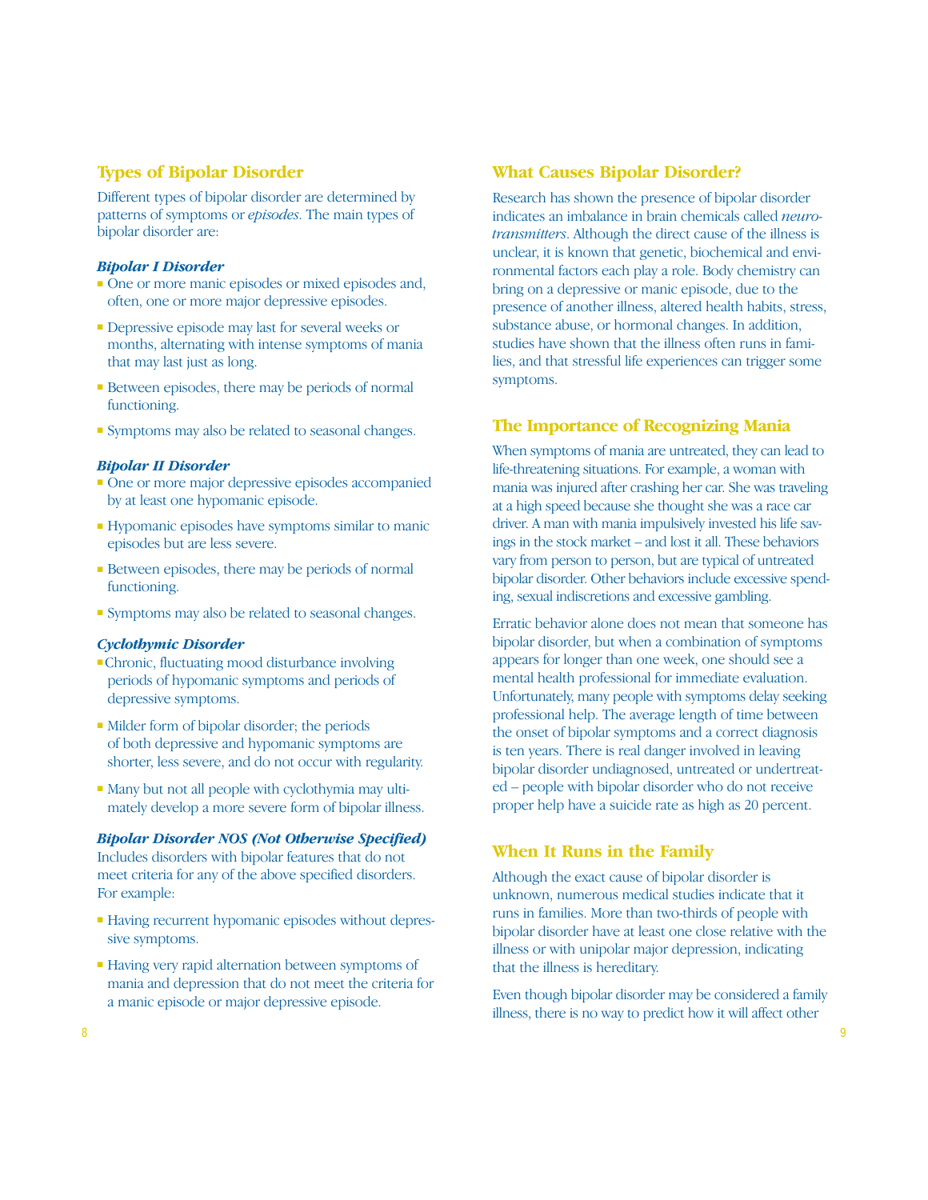## Types of Bipolar Disorder

Different types of bipolar disorder are determined by patterns of symptoms or *episodes*. The main types of bipolar disorder are:

### *Bipolar I Disorder*

- One or more manic episodes or mixed episodes and, often, one or more major depressive episodes.
- Depressive episode may last for several weeks or months, alternating with intense symptoms of mania that may last just as long.
- Between episodes, there may be periods of normal functioning.
- Symptoms may also be related to seasonal changes.

### *Bipolar II Disorder*

- One or more major depressive episodes accompanied by at least one hypomanic episode.
- Hypomanic episodes have symptoms similar to manic episodes but are less severe.
- Between episodes, there may be periods of normal functioning.
- Symptoms may also be related to seasonal changes.

### *Cyclothymic Disorder*

- Chronic, fluctuating mood disturbance involving periods of hypomanic symptoms and periods of depressive symptoms.
- Milder form of bipolar disorder; the periods of both depressive and hypomanic symptoms are shorter, less severe, and do not occur with regularity.
- Many but not all people with cyclothymia may ultimately develop a more severe form of bipolar illness.

### *Bipolar Disorder NOS (Not Otherwise Specified)*

Includes disorders with bipolar features that do not meet criteria for any of the above specified disorders. For example:

- Having recurrent hypomanic episodes without depressive symptoms.
- Having very rapid alternation between symptoms of mania and depression that do not meet the criteria for a manic episode or major depressive episode.

## What Causes Bipolar Disorder?

Research has shown the presence of bipolar disorder indicates an imbalance in brain chemicals called *neurotransmitters*. Although the direct cause of the illness is unclear, it is known that genetic, biochemical and environmental factors each play a role. Body chemistry can bring on a depressive or manic episode, due to the presence of another illness, altered health habits, stress, substance abuse, or hormonal changes. In addition, studies have shown that the illness often runs in families, and that stressful life experiences can trigger some symptoms.

## The Importance of Recognizing Mania

When symptoms of mania are untreated, they can lead to life-threatening situations. For example, a woman with mania was injured after crashing her car. She was traveling at a high speed because she thought she was a race car driver. A man with mania impulsively invested his life savings in the stock market – and lost it all. These behaviors vary from person to person, but are typical of untreated bipolar disorder. Other behaviors include excessive spending, sexual indiscretions and excessive gambling.

Erratic behavior alone does not mean that someone has bipolar disorder, but when a combination of symptoms appears for longer than one week, one should see a mental health professional for immediate evaluation. Unfortunately, many people with symptoms delay seeking professional help. The average length of time between the onset of bipolar symptoms and a correct diagnosis is ten years. There is real danger involved in leaving bipolar disorder undiagnosed, untreated or undertreated – people with bipolar disorder who do not receive proper help have a suicide rate as high as 20 percent.

## When It Runs in the Family

Although the exact cause of bipolar disorder is unknown, numerous medical studies indicate that it runs in families. More than two-thirds of people with bipolar disorder have at least one close relative with the illness or with unipolar major depression, indicating that the illness is hereditary.

Even though bipolar disorder may be considered a family illness, there is no way to predict how it will affect other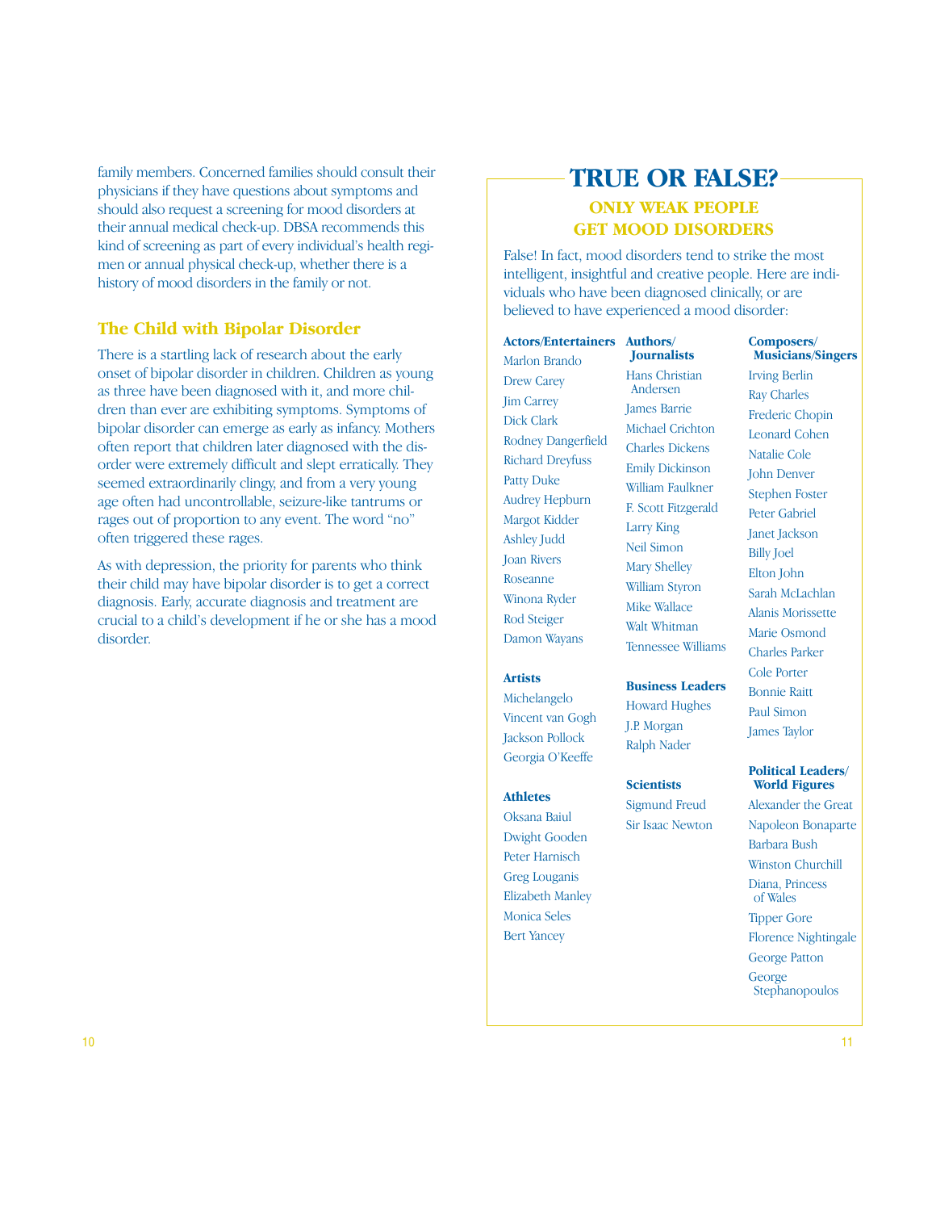family members. Concerned families should consult their physicians if they have questions about symptoms and should also request a screening for mood disorders at their annual medical check-up. DBSA recommends this kind of screening as part of every individual's health regimen or annual physical check-up, whether there is a history of mood disorders in the family or not.

## The Child with Bipolar Disorder

There is a startling lack of research about the early onset of bipolar disorder in children. Children as young as three have been diagnosed with it, and more children than ever are exhibiting symptoms. Symptoms of bipolar disorder can emerge as early as infancy. Mothers often report that children later diagnosed with the disorder were extremely difficult and slept erratically. They seemed extraordinarily clingy, and from a very young age often had uncontrollable, seizure-like tantrums or rages out of proportion to any event. The word "no" often triggered these rages.

As with depression, the priority for parents who think their child may have bipolar disorder is to get a correct diagnosis. Early, accurate diagnosis and treatment are crucial to a child's development if he or she has a mood disorder.

## TRUE OR FALSE?

### ONLY WEAK PEOPLE GET MOOD DISORDERS

False! In fact, mood disorders tend to strike the most intelligent, insightful and creative people. Here are individuals who have been diagnosed clinically, or are believed to have experienced a mood disorder:

**Actors/Entertainers**

- Marlon Brando
- Drew Carey
- Jim Carrey
- Dick Clark
- Rodney Dangerfield
- Richard Dreyfuss
- Patty Duke
- Audrey Hepburn
- Margot Kidder
- Ashley Judd
- Joan Rivers
- Roseanne
- Winona Ryder
- Rod Steiger
- Damon Wayans

**Artists**

- Michelangelo
- Vincent van Gogh
- Jackson Pollock
- Georgia O'Keeffe

**Athletes**

- Oksana Baiul
- Dwight Gooden
- Peter Harnisch
- Greg Louganis
- Elizabeth Manley
- Monica Seles
- Bert Yancey

**Authors/Journalists**

- Hans Christian Andersen
- James Barrie
- Michael Crichton
- Charles Dickens
- Emily Dickinson
- William Faulkner
- F. Scott Fitzgerald
- Larry King
- Neil Simon
- Mary Shelley
- William Styron
- Mike Wallace
- Walt Whitman
- Tennessee Williams

**Business Leaders**

- Howard Hughes
- J.P. Morgan
- Ralph Nader

**Scientists**

- Sigmund Freud
- Sir Isaac Newton

**Composers/Musicians/Singers**

- Irving Berlin
- Ray Charles
- Frederic Chopin
- Leonard Cohen
- Natalie Cole
- John Denver
- Stephen Foster
- Peter Gabriel
- Janet Jackson
- Billy Joel
- Elton John
- Sarah McLachlan
- Alanis Morissette
- Marie Osmond
- Charles Parker
- Cole Porter
- Bonnie Raitt
- Paul Simon
- James Taylor

**Political Leaders/World Figures**

- Alexander the Great
- Napoleon Bonaparte
- Barbara Bush
- Winston Churchill
- Diana, Princess of Wales
- Tipper Gore
- Florence Nightingale
- George Patton
- George Stephanopoulos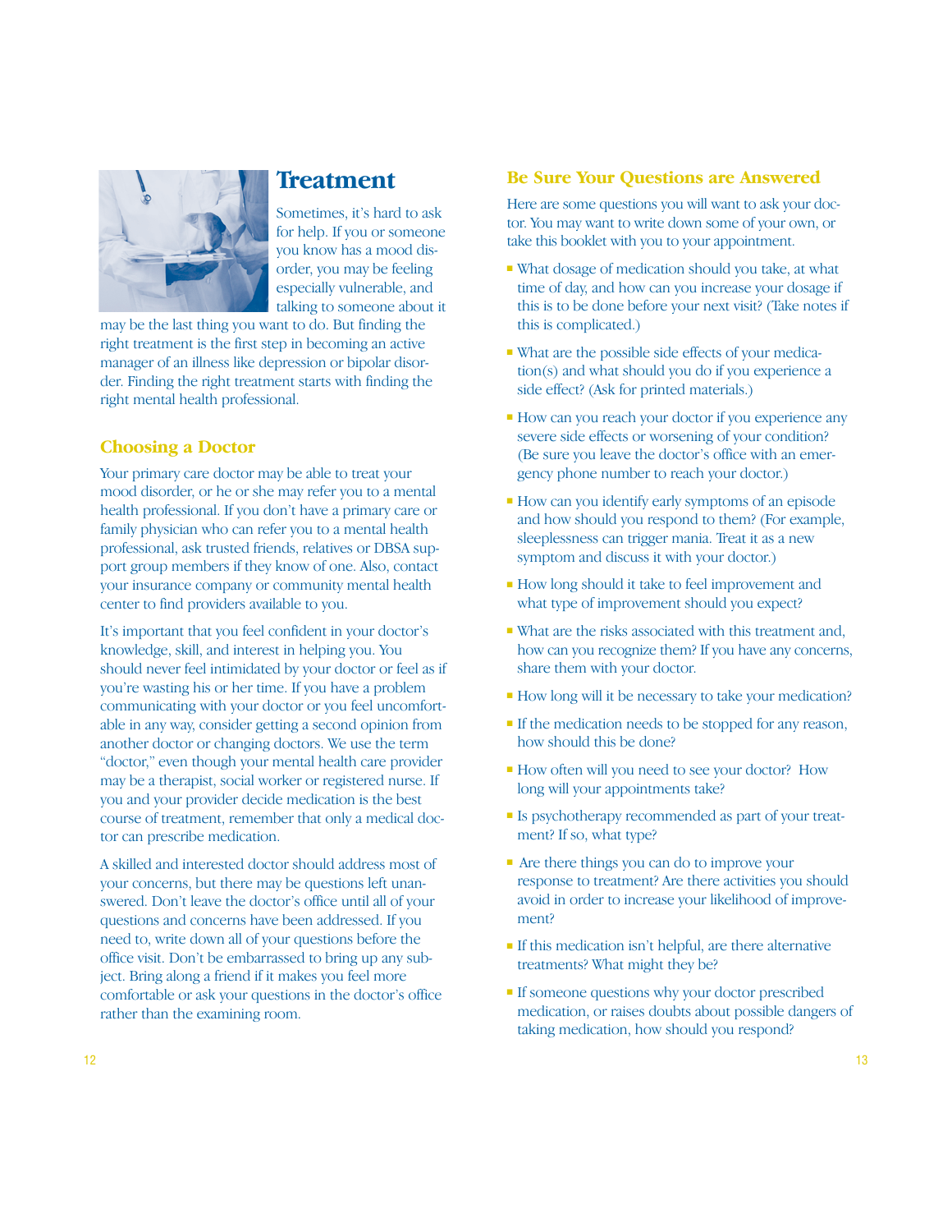# Treatment

Sometimes, it's hard to ask for help. If you or someone you know has a mood disorder, you may be feeling especially vulnerable, and talking to someone about it may be the last thing you want to do. But finding the right treatment is the first step in becoming an active manager of an illness like depression or bipolar disorder. Finding the right treatment starts with finding the right mental health professional.

## Choosing a Doctor

Your primary care doctor may be able to treat your mood disorder, or he or she may refer you to a mental health professional. If you don't have a primary care or family physician who can refer you to a mental health professional, ask trusted friends, relatives or DBSA support group members if they know of one. Also, contact your insurance company or community mental health center to find providers available to you.

It's important that you feel confident in your doctor's knowledge, skill, and interest in helping you. You should never feel intimidated by your doctor or feel as if you're wasting his or her time. If you have a problem communicating with your doctor or you feel uncomfortable in any way, consider getting a second opinion from another doctor or changing doctors. We use the term "doctor," even though your mental health care provider may be a therapist, social worker or registered nurse. If you and your provider decide medication is the best course of treatment, remember that only a medical doctor can prescribe medication.

A skilled and interested doctor should address most of your concerns, but there may be questions left unanswered. Don't leave the doctor's office until all of your questions and concerns have been addressed. If you need to, write down all of your questions before the office visit. Don't be embarrassed to bring up any subject. Bring along a friend if it makes you feel more comfortable or ask your questions in the doctor's office rather than the examining room.

## Be Sure Your Questions are Answered

Here are some questions you will want to ask your doctor. You may want to write down some of your own, or take this booklet with you to your appointment.

- What dosage of medication should you take, at what time of day, and how can you increase your dosage if this is to be done before your next visit? (Take notes if this is complicated.)
- What are the possible side effects of your medication(s) and what should you do if you experience a side effect? (Ask for printed materials.)
- How can you reach your doctor if you experience any severe side effects or worsening of your condition? (Be sure you leave the doctor's office with an emergency phone number to reach your doctor.)
- How can you identify early symptoms of an episode and how should you respond to them? (For example, sleeplessness can trigger mania. Treat it as a new symptom and discuss it with your doctor.)
- How long should it take to feel improvement and what type of improvement should you expect?
- What are the risks associated with this treatment and, how can you recognize them? If you have any concerns, share them with your doctor.
- How long will it be necessary to take your medication?
- If the medication needs to be stopped for any reason, how should this be done?
- How often will you need to see your doctor? How long will your appointments take?
- Is psychotherapy recommended as part of your treatment? If so, what type?
- Are there things you can do to improve your response to treatment? Are there activities you should avoid in order to increase your likelihood of improvement?
- If this medication isn't helpful, are there alternative treatments? What might they be?
- If someone questions why your doctor prescribed medication, or raises doubts about possible dangers of taking medication, how should you respond?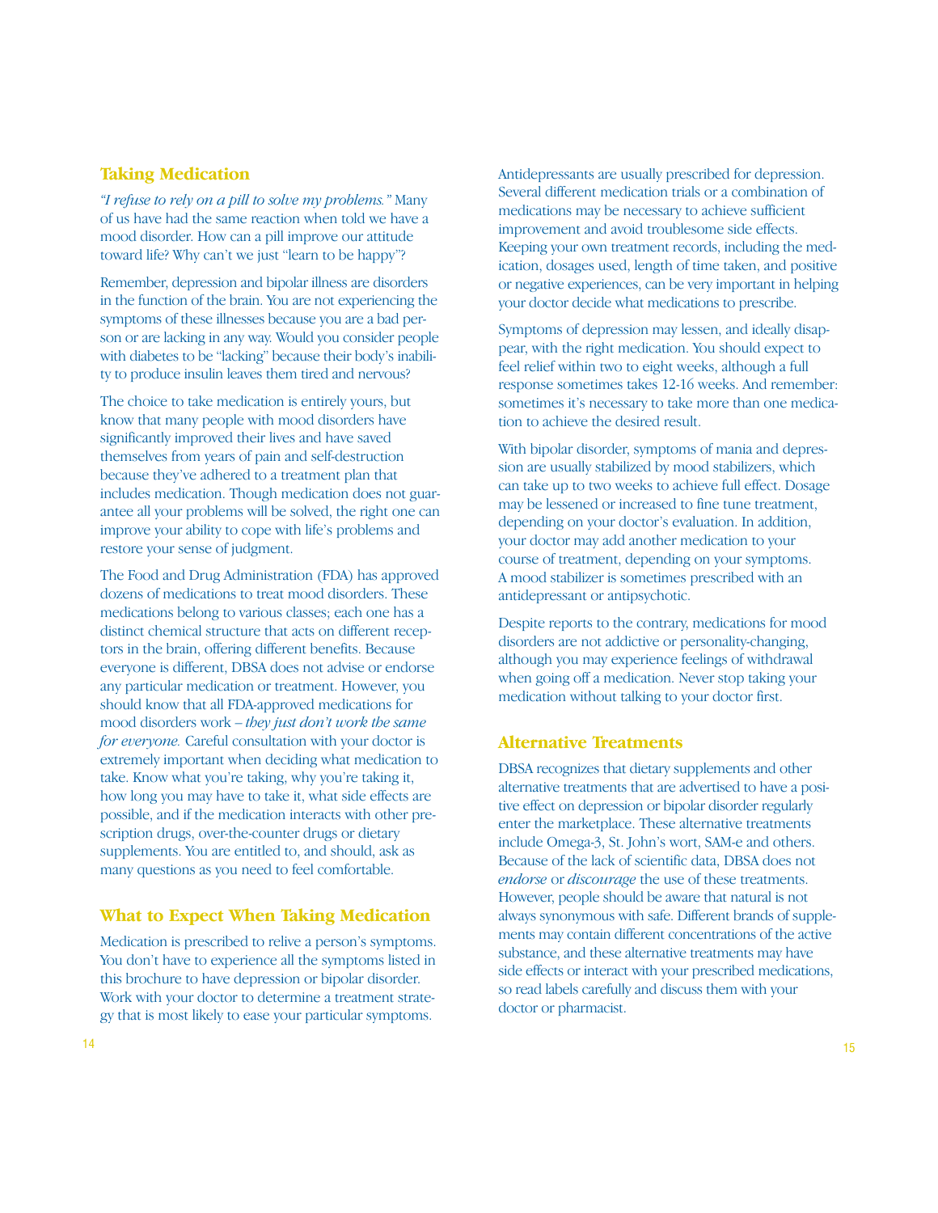## Taking Medication

*"I refuse to rely on a pill to solve my problems."* Many of us have had the same reaction when told we have a mood disorder. How can a pill improve our attitude toward life? Why can't we just "learn to be happy"?

Remember, depression and bipolar illness are disorders in the function of the brain. You are not experiencing the symptoms of these illnesses because you are a bad person or are lacking in any way. Would you consider people with diabetes to be "lacking" because their body's inability to produce insulin leaves them tired and nervous?

The choice to take medication is entirely yours, but know that many people with mood disorders have significantly improved their lives and have saved themselves from years of pain and self-destruction because they've adhered to a treatment plan that includes medication. Though medication does not guarantee all your problems will be solved, the right one can improve your ability to cope with life's problems and restore your sense of judgment.

The Food and Drug Administration (FDA) has approved dozens of medications to treat mood disorders. These medications belong to various classes; each one has a distinct chemical structure that acts on different receptors in the brain, offering different benefits. Because everyone is different, DBSA does not advise or endorse any particular medication or treatment. However, you should know that all FDA-approved medications for mood disorders work – *they just don't work the same for everyone.* Careful consultation with your doctor is extremely important when deciding what medication to take. Know what you're taking, why you're taking it, how long you may have to take it, what side effects are possible, and if the medication interacts with other prescription drugs, over-the-counter drugs or dietary supplements. You are entitled to, and should, ask as many questions as you need to feel comfortable.

## What to Expect When Taking Medication

Medication is prescribed to relive a person's symptoms. You don't have to experience all the symptoms listed in this brochure to have depression or bipolar disorder. Work with your doctor to determine a treatment strategy that is most likely to ease your particular symptoms.

Antidepressants are usually prescribed for depression. Several different medication trials or a combination of medications may be necessary to achieve sufficient improvement and avoid troublesome side effects. Keeping your own treatment records, including the medication, dosages used, length of time taken, and positive or negative experiences, can be very important in helping your doctor decide what medications to prescribe.

Symptoms of depression may lessen, and ideally disappear, with the right medication. You should expect to feel relief within two to eight weeks, although a full response sometimes takes 12-16 weeks. And remember: sometimes it's necessary to take more than one medication to achieve the desired result.

With bipolar disorder, symptoms of mania and depression are usually stabilized by mood stabilizers, which can take up to two weeks to achieve full effect. Dosage may be lessened or increased to fine tune treatment, depending on your doctor's evaluation. In addition, your doctor may add another medication to your course of treatment, depending on your symptoms. A mood stabilizer is sometimes prescribed with an antidepressant or antipsychotic.

Despite reports to the contrary, medications for mood disorders are not addictive or personality-changing, although you may experience feelings of withdrawal when going off a medication. Never stop taking your medication without talking to your doctor first.

## Alternative Treatments

DBSA recognizes that dietary supplements and other alternative treatments that are advertised to have a positive effect on depression or bipolar disorder regularly enter the marketplace. These alternative treatments include Omega-3, St. John's wort, SAM-e and others. Because of the lack of scientific data, DBSA does not *endorse* or *discourage* the use of these treatments. However, people should be aware that natural is not always synonymous with safe. Different brands of supplements may contain different concentrations of the active substance, and these alternative treatments may have side effects or interact with your prescribed medications, so read labels carefully and discuss them with your doctor or pharmacist.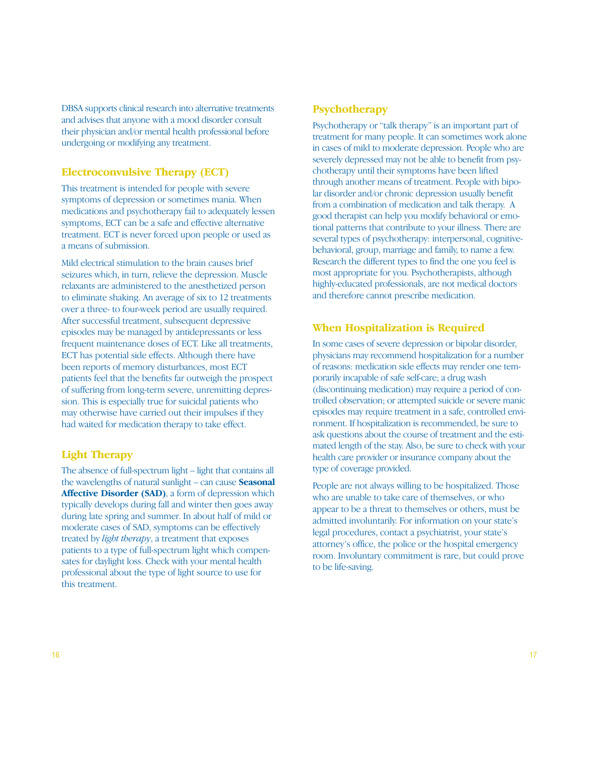DBSA supports clinical research into alternative treatments and advises that anyone with a mood disorder consult their physician and/or mental health professional before undergoing or modifying any treatment.

## Electroconvulsive Therapy (ECT)

This treatment is intended for people with severe symptoms of depression or sometimes mania. When medications and psychotherapy fail to adequately lessen symptoms, ECT can be a safe and effective alternative treatment. ECT is never forced upon people or used as a means of submission.

Mild electrical stimulation to the brain causes brief seizures which, in turn, relieve the depression. Muscle relaxants are administered to the anesthetized person to eliminate shaking. An average of six to 12 treatments over a three- to four-week period are usually required. After successful treatment, subsequent depressive episodes may be managed by antidepressants or less frequent maintenance doses of ECT. Like all treatments, ECT has potential side effects. Although there have been reports of memory disturbances, most ECT patients feel that the benefits far outweigh the prospect of suffering from long-term severe, unremitting depression. This is especially true for suicidal patients who may otherwise have carried out their impulses if they had waited for medication therapy to take effect.

## Light Therapy

The absence of full-spectrum light – light that contains all the wavelengths of natural sunlight – can cause **Seasonal Affective Disorder (SAD)**, a form of depression which typically develops during fall and winter then goes away during late spring and summer. In about half of mild or moderate cases of SAD, symptoms can be effectively treated by *light therapy*, a treatment that exposes patients to a type of full-spectrum light which compensates for daylight loss. Check with your mental health professional about the type of light source to use for this treatment.

## Psychotherapy

Psychotherapy or "talk therapy" is an important part of treatment for many people. It can sometimes work alone in cases of mild to moderate depression. People who are severely depressed may not be able to benefit from psychotherapy until their symptoms have been lifted through another means of treatment. People with bipolar disorder and/or chronic depression usually benefit from a combination of medication and talk therapy. A good therapist can help you modify behavioral or emotional patterns that contribute to your illness. There are several types of psychotherapy: interpersonal, cognitive-behavioral, group, marriage and family, to name a few. Research the different types to find the one you feel is most appropriate for you. Psychotherapists, although highly-educated professionals, are not medical doctors and therefore cannot prescribe medication.

## When Hospitalization is Required

In some cases of severe depression or bipolar disorder, physicians may recommend hospitalization for a number of reasons: medication side effects may render one temporarily incapable of safe self-care; a drug wash (discontinuing medication) may require a period of controlled observation; or attempted suicide or severe manic episodes may require treatment in a safe, controlled environment. If hospitalization is recommended, be sure to ask questions about the course of treatment and the estimated length of the stay. Also, be sure to check with your health care provider or insurance company about the type of coverage provided.

People are not always willing to be hospitalized. Those who are unable to take care of themselves, or who appear to be a threat to themselves or others, must be admitted involuntarily. For information on your state's legal procedures, contact a psychiatrist, your state's attorney's office, the police or the hospital emergency room. Involuntary commitment is rare, but could prove to be life-saving.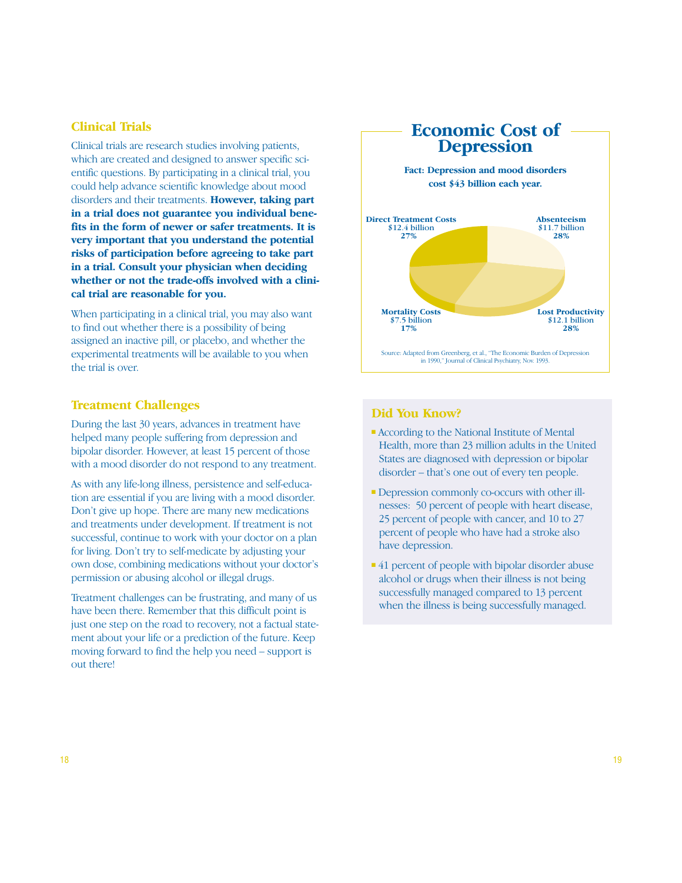## Clinical Trials

Clinical trials are research studies involving patients, which are created and designed to answer specific scientific questions. By participating in a clinical trial, you could help advance scientific knowledge about mood disorders and their treatments. **However, taking part in a trial does not guarantee you individual benefits in the form of newer or safer treatments. It is very important that you understand the potential risks of participation before agreeing to take part in a trial. Consult your physician when deciding whether or not the trade-offs involved with a clinical trial are reasonable for you.**

When participating in a clinical trial, you may also want to find out whether there is a possibility of being assigned an inactive pill, or placebo, and whether the experimental treatments will be available to you when the trial is over.

## Treatment Challenges

During the last 30 years, advances in treatment have helped many people suffering from depression and bipolar disorder. However, at least 15 percent of those with a mood disorder do not respond to any treatment.

As with any life-long illness, persistence and self-education are essential if you are living with a mood disorder. Don't give up hope. There are many new medications and treatments under development. If treatment is not successful, continue to work with your doctor on a plan for living. Don't try to self-medicate by adjusting your own dose, combining medications without your doctor's permission or abusing alcohol or illegal drugs.

Treatment challenges can be frustrating, and many of us have been there. Remember that this difficult point is just one step on the road to recovery, not a factual statement about your life or a prediction of the future. Keep moving forward to find the help you need – support is out there!

## Economic Cost of Depression

**Fact: Depression and mood disorders cost $43 billion each year.**

| Category | Cost | Percent |
|---|---|---|
| Direct Treatment Costs | $12.4 billion | 27% |
| Absenteeism | $11.7 billion | 28% |
| Lost Productivity | $12.1 billion | 28% |
| Mortality Costs | $7.5 billion | 17% |

Source: Adapted from Greenberg, et al., "The Economic Burden of Depression in 1990," Journal of Clinical Psychiatry, Nov. 1993.

## Did You Know?

- According to the National Institute of Mental Health, more than 23 million adults in the United States are diagnosed with depression or bipolar disorder – that's one out of every ten people.
- Depression commonly co-occurs with other illnesses: 50 percent of people with heart disease, 25 percent of people with cancer, and 10 to 27 percent of people who have had a stroke also have depression.
- 41 percent of people with bipolar disorder abuse alcohol or drugs when their illness is not being successfully managed compared to 13 percent when the illness is being successfully managed.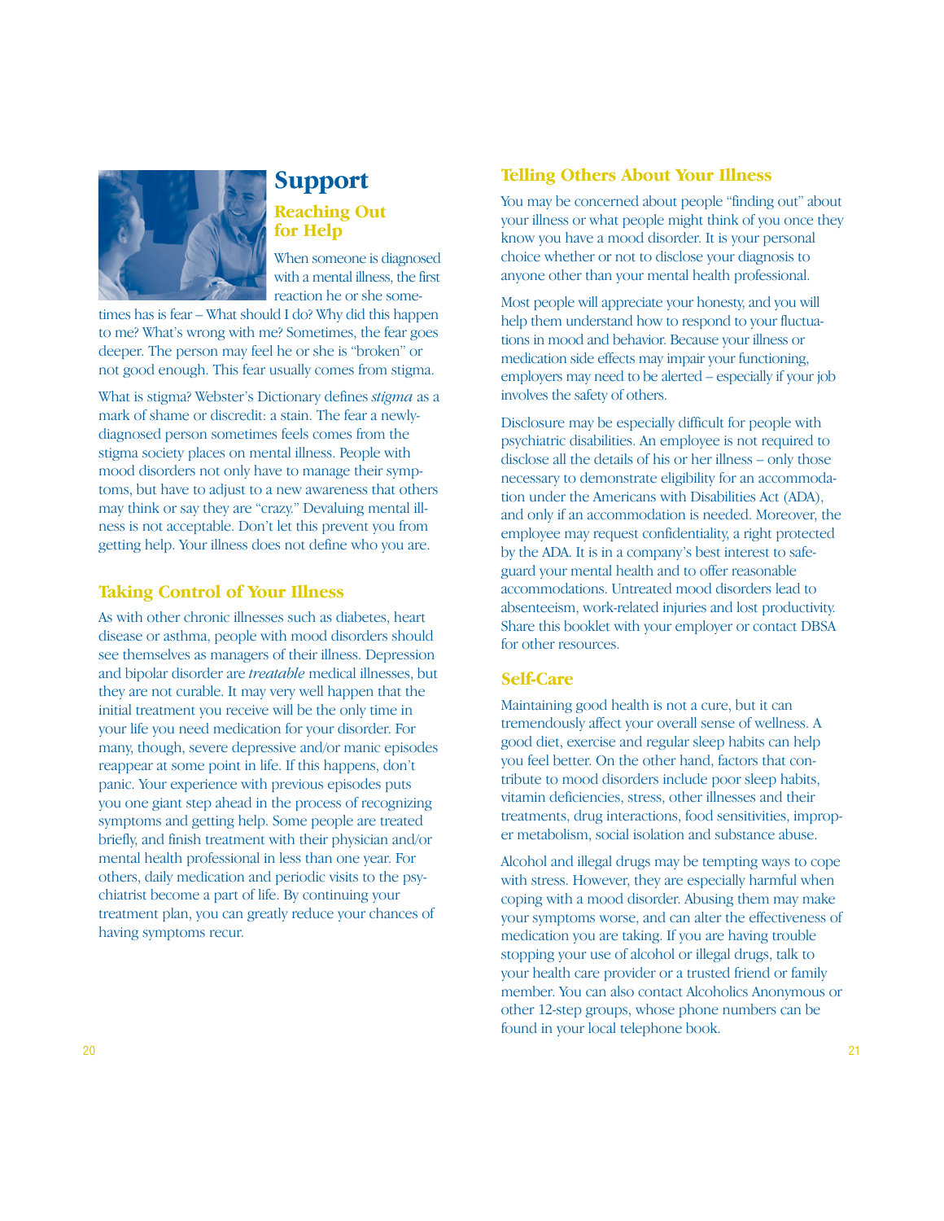# Support

## Reaching Out for Help

When someone is diagnosed with a mental illness, the first reaction he or she sometimes has is fear – What should I do? Why did this happen to me? What's wrong with me? Sometimes, the fear goes deeper. The person may feel he or she is "broken" or not good enough. This fear usually comes from stigma.

What is stigma? Webster's Dictionary defines *stigma* as a mark of shame or discredit: a stain. The fear a newly-diagnosed person sometimes feels comes from the stigma society places on mental illness. People with mood disorders not only have to manage their symptoms, but have to adjust to a new awareness that others may think or say they are "crazy." Devaluing mental illness is not acceptable. Don't let this prevent you from getting help. Your illness does not define who you are.

## Taking Control of Your Illness

As with other chronic illnesses such as diabetes, heart disease or asthma, people with mood disorders should see themselves as managers of their illness. Depression and bipolar disorder are *treatable* medical illnesses, but they are not curable. It may very well happen that the initial treatment you receive will be the only time in your life you need medication for your disorder. For many, though, severe depressive and/or manic episodes reappear at some point in life. If this happens, don't panic. Your experience with previous episodes puts you one giant step ahead in the process of recognizing symptoms and getting help. Some people are treated briefly, and finish treatment with their physician and/or mental health professional in less than one year. For others, daily medication and periodic visits to the psychiatrist become a part of life. By continuing your treatment plan, you can greatly reduce your chances of having symptoms recur.

## Telling Others About Your Illness

You may be concerned about people "finding out" about your illness or what people might think of you once they know you have a mood disorder. It is your personal choice whether or not to disclose your diagnosis to anyone other than your mental health professional.

Most people will appreciate your honesty, and you will help them understand how to respond to your fluctuations in mood and behavior. Because your illness or medication side effects may impair your functioning, employers may need to be alerted – especially if your job involves the safety of others.

Disclosure may be especially difficult for people with psychiatric disabilities. An employee is not required to disclose all the details of his or her illness – only those necessary to demonstrate eligibility for an accommodation under the Americans with Disabilities Act (ADA), and only if an accommodation is needed. Moreover, the employee may request confidentiality, a right protected by the ADA. It is in a company's best interest to safeguard your mental health and to offer reasonable accommodations. Untreated mood disorders lead to absenteeism, work-related injuries and lost productivity. Share this booklet with your employer or contact DBSA for other resources.

## Self-Care

Maintaining good health is not a cure, but it can tremendously affect your overall sense of wellness. A good diet, exercise and regular sleep habits can help you feel better. On the other hand, factors that contribute to mood disorders include poor sleep habits, vitamin deficiencies, stress, other illnesses and their treatments, drug interactions, food sensitivities, improper metabolism, social isolation and substance abuse.

Alcohol and illegal drugs may be tempting ways to cope with stress. However, they are especially harmful when coping with a mood disorder. Abusing them may make your symptoms worse, and can alter the effectiveness of medication you are taking. If you are having trouble stopping your use of alcohol or illegal drugs, talk to your health care provider or a trusted friend or family member. You can also contact Alcoholics Anonymous or other 12-step groups, whose phone numbers can be found in your local telephone book.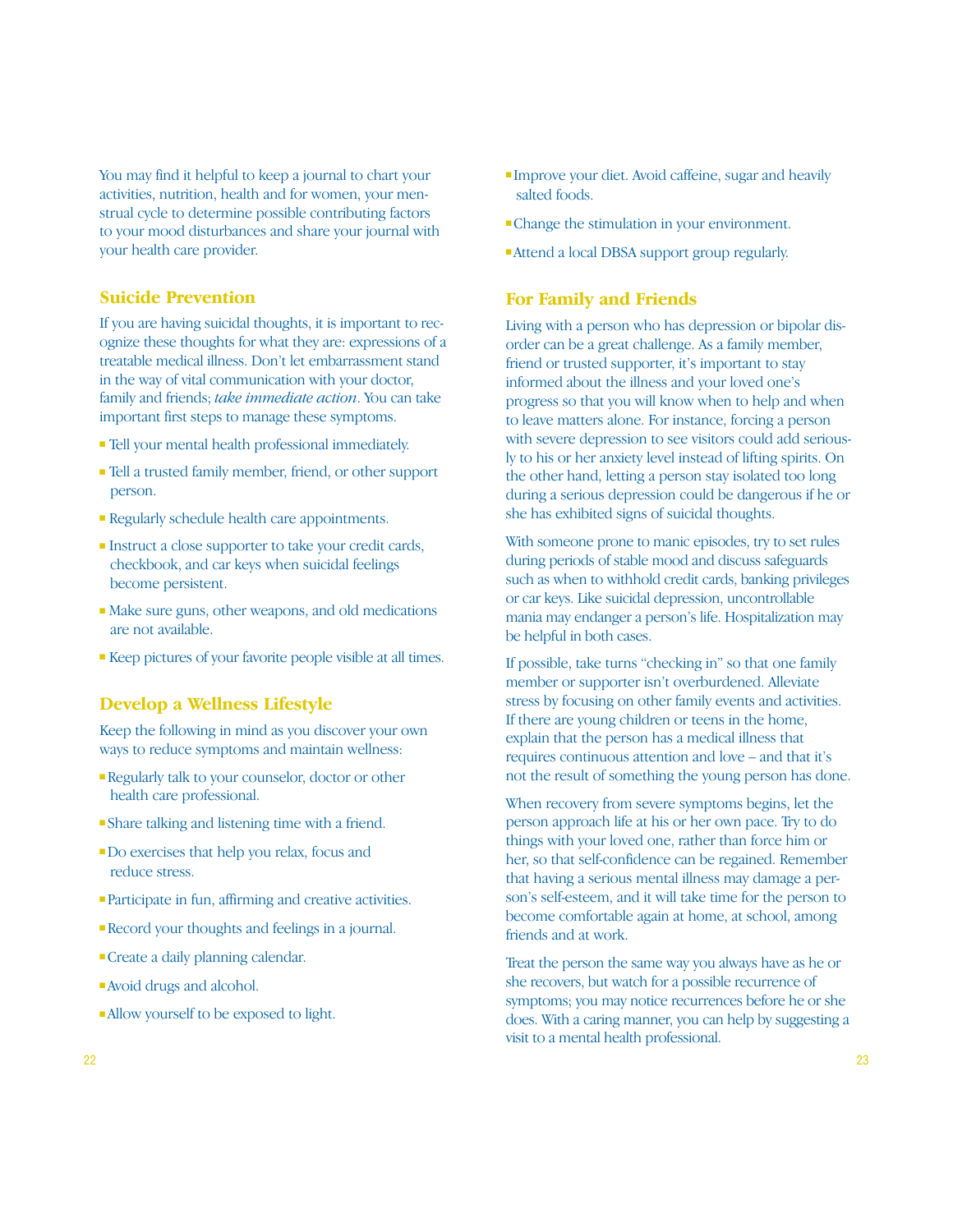You may find it helpful to keep a journal to chart your activities, nutrition, health and for women, your menstrual cycle to determine possible contributing factors to your mood disturbances and share your journal with your health care provider.

## Suicide Prevention

If you are having suicidal thoughts, it is important to recognize these thoughts for what they are: expressions of a treatable medical illness. Don't let embarrassment stand in the way of vital communication with your doctor, family and friends; *take immediate action*. You can take important first steps to manage these symptoms.

- Tell your mental health professional immediately.
- Tell a trusted family member, friend, or other support person.
- Regularly schedule health care appointments.
- Instruct a close supporter to take your credit cards, checkbook, and car keys when suicidal feelings become persistent.
- Make sure guns, other weapons, and old medications are not available.
- Keep pictures of your favorite people visible at all times.

## Develop a Wellness Lifestyle

Keep the following in mind as you discover your own ways to reduce symptoms and maintain wellness:

- Regularly talk to your counselor, doctor or other health care professional.
- Share talking and listening time with a friend.
- Do exercises that help you relax, focus and reduce stress.
- Participate in fun, affirming and creative activities.
- Record your thoughts and feelings in a journal.
- Create a daily planning calendar.
- Avoid drugs and alcohol.
- Allow yourself to be exposed to light.
- Improve your diet. Avoid caffeine, sugar and heavily salted foods.
- Change the stimulation in your environment.
- Attend a local DBSA support group regularly.

## For Family and Friends

Living with a person who has depression or bipolar disorder can be a great challenge. As a family member, friend or trusted supporter, it's important to stay informed about the illness and your loved one's progress so that you will know when to help and when to leave matters alone. For instance, forcing a person with severe depression to see visitors could add seriously to his or her anxiety level instead of lifting spirits. On the other hand, letting a person stay isolated too long during a serious depression could be dangerous if he or she has exhibited signs of suicidal thoughts.

With someone prone to manic episodes, try to set rules during periods of stable mood and discuss safeguards such as when to withhold credit cards, banking privileges or car keys. Like suicidal depression, uncontrollable mania may endanger a person's life. Hospitalization may be helpful in both cases.

If possible, take turns "checking in" so that one family member or supporter isn't overburdened. Alleviate stress by focusing on other family events and activities. If there are young children or teens in the home, explain that the person has a medical illness that requires continuous attention and love – and that it's not the result of something the young person has done.

When recovery from severe symptoms begins, let the person approach life at his or her own pace. Try to do things with your loved one, rather than force him or her, so that self-confidence can be regained. Remember that having a serious mental illness may damage a person's self-esteem, and it will take time for the person to become comfortable again at home, at school, among friends and at work.

Treat the person the same way you always have as he or she recovers, but watch for a possible recurrence of symptoms; you may notice recurrences before he or she does. With a caring manner, you can help by suggesting a visit to a mental health professional.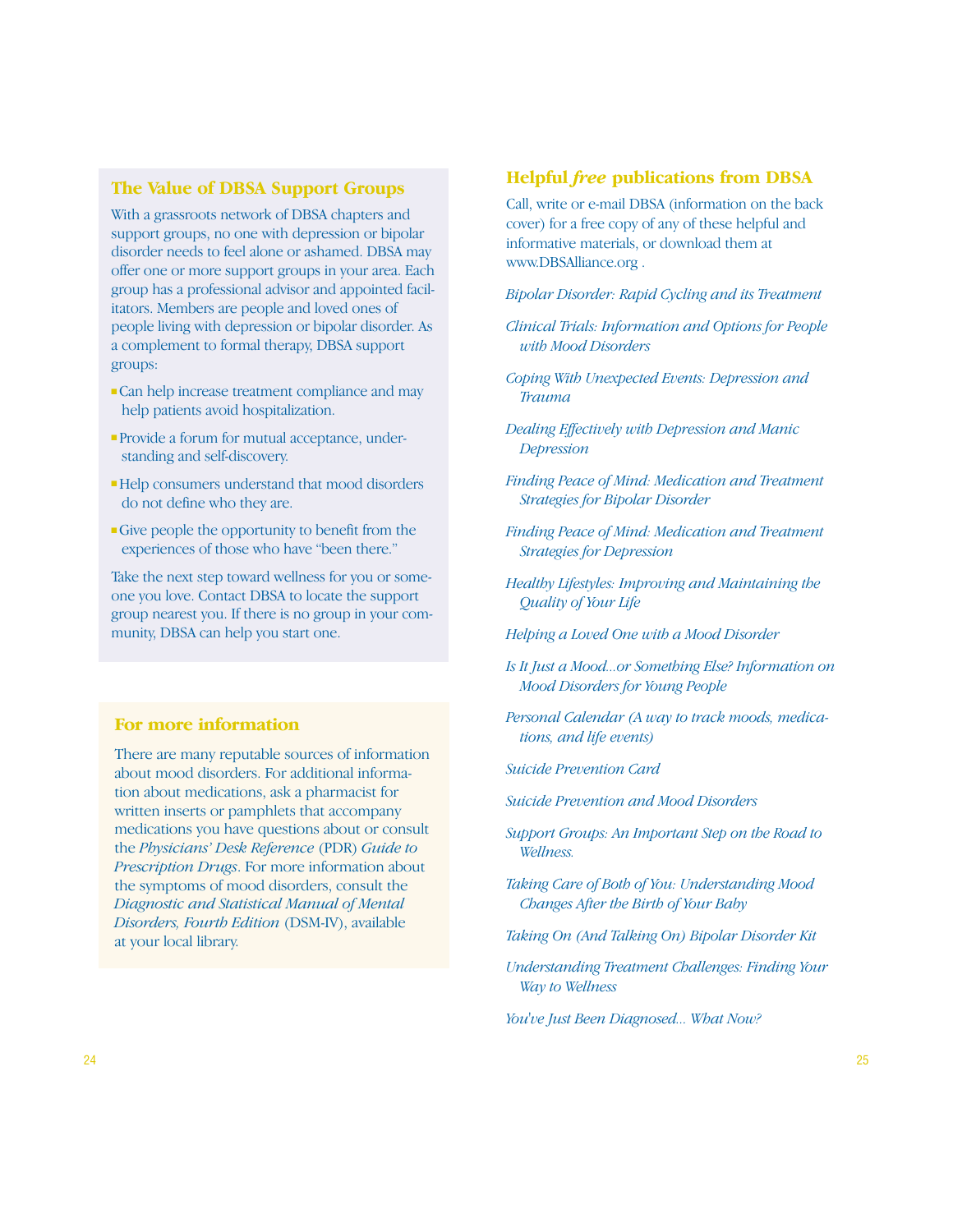## The Value of DBSA Support Groups

With a grassroots network of DBSA chapters and support groups, no one with depression or bipolar disorder needs to feel alone or ashamed. DBSA may offer one or more support groups in your area. Each group has a professional advisor and appointed facilitators. Members are people and loved ones of people living with depression or bipolar disorder. As a complement to formal therapy, DBSA support groups:

- Can help increase treatment compliance and may help patients avoid hospitalization.
- Provide a forum for mutual acceptance, understanding and self-discovery.
- Help consumers understand that mood disorders do not define who they are.
- Give people the opportunity to benefit from the experiences of those who have "been there."

Take the next step toward wellness for you or someone you love. Contact DBSA to locate the support group nearest you. If there is no group in your community, DBSA can help you start one.

## For more information

There are many reputable sources of information about mood disorders. For additional information about medications, ask a pharmacist for written inserts or pamphlets that accompany medications you have questions about or consult the *Physicians' Desk Reference* (PDR) *Guide to Prescription Drugs*. For more information about the symptoms of mood disorders, consult the *Diagnostic and Statistical Manual of Mental Disorders, Fourth Edition* (DSM-IV), available at your local library.

## Helpful *free* publications from DBSA

Call, write or e-mail DBSA (information on the back cover) for a free copy of any of these helpful and informative materials, or download them at www.DBSAlliance.org .

*Bipolar Disorder: Rapid Cycling and its Treatment*

*Clinical Trials: Information and Options for People with Mood Disorders*

*Coping With Unexpected Events: Depression and Trauma*

*Dealing Effectively with Depression and Manic Depression*

*Finding Peace of Mind: Medication and Treatment Strategies for Bipolar Disorder*

*Finding Peace of Mind: Medication and Treatment Strategies for Depression*

*Healthy Lifestyles: Improving and Maintaining the Quality of Your Life*

*Helping a Loved One with a Mood Disorder*

*Is It Just a Mood...or Something Else? Information on Mood Disorders for Young People*

*Personal Calendar (A way to track moods, medications, and life events)*

*Suicide Prevention Card*

*Suicide Prevention and Mood Disorders*

*Support Groups: An Important Step on the Road to Wellness.*

*Taking Care of Both of You: Understanding Mood Changes After the Birth of Your Baby*

*Taking On (And Talking On) Bipolar Disorder Kit*

*Understanding Treatment Challenges: Finding Your Way to Wellness*

*You've Just Been Diagnosed... What Now?*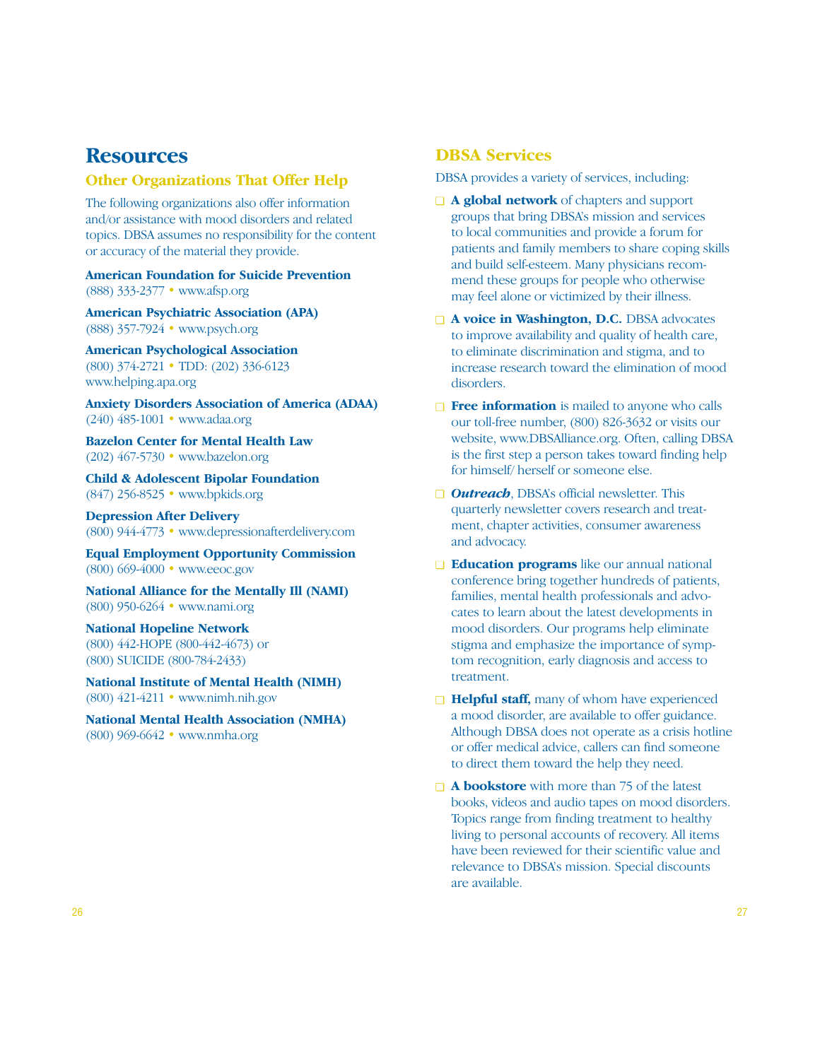# Resources

## Other Organizations That Offer Help

The following organizations also offer information and/or assistance with mood disorders and related topics. DBSA assumes no responsibility for the content or accuracy of the material they provide.

**American Foundation for Suicide Prevention**
(888) 333-2377 • www.afsp.org

**American Psychiatric Association (APA)**
(888) 357-7924 • www.psych.org

**American Psychological Association**
(800) 374-2721 • TDD: (202) 336-6123
www.helping.apa.org

**Anxiety Disorders Association of America (ADAA)**
(240) 485-1001 • www.adaa.org

**Bazelon Center for Mental Health Law**
(202) 467-5730 • www.bazelon.org

**Child & Adolescent Bipolar Foundation**
(847) 256-8525 • www.bpkids.org

**Depression After Delivery**
(800) 944-4773 • www.depressionafterdelivery.com

**Equal Employment Opportunity Commission**
(800) 669-4000 • www.eeoc.gov

**National Alliance for the Mentally Ill (NAMI)**
(800) 950-6264 • www.nami.org

**National Hopeline Network**
(800) 442-HOPE (800-442-4673) or
(800) SUICIDE (800-784-2433)

**National Institute of Mental Health (NIMH)**
(800) 421-4211 • www.nimh.nih.gov

**National Mental Health Association (NMHA)**
(800) 969-6642 • www.nmha.org

## DBSA Services

DBSA provides a variety of services, including:

- **A global network** of chapters and support groups that bring DBSA's mission and services to local communities and provide a forum for patients and family members to share coping skills and build self-esteem. Many physicians recommend these groups for people who otherwise may feel alone or victimized by their illness.
- **A voice in Washington, D.C.** DBSA advocates to improve availability and quality of health care, to eliminate discrimination and stigma, and to increase research toward the elimination of mood disorders.
- **Free information** is mailed to anyone who calls our toll-free number, (800) 826-3632 or visits our website, www.DBSAlliance.org. Often, calling DBSA is the first step a person takes toward finding help for himself/ herself or someone else.
- ***Outreach***, DBSA's official newsletter. This quarterly newsletter covers research and treatment, chapter activities, consumer awareness and advocacy.
- **Education programs** like our annual national conference bring together hundreds of patients, families, mental health professionals and advocates to learn about the latest developments in mood disorders. Our programs help eliminate stigma and emphasize the importance of symptom recognition, early diagnosis and access to treatment.
- **Helpful staff,** many of whom have experienced a mood disorder, are available to offer guidance. Although DBSA does not operate as a crisis hotline or offer medical advice, callers can find someone to direct them toward the help they need.
- **A bookstore** with more than 75 of the latest books, videos and audio tapes on mood disorders. Topics range from finding treatment to healthy living to personal accounts of recovery. All items have been reviewed for their scientific value and relevance to DBSA's mission. Special discounts are available.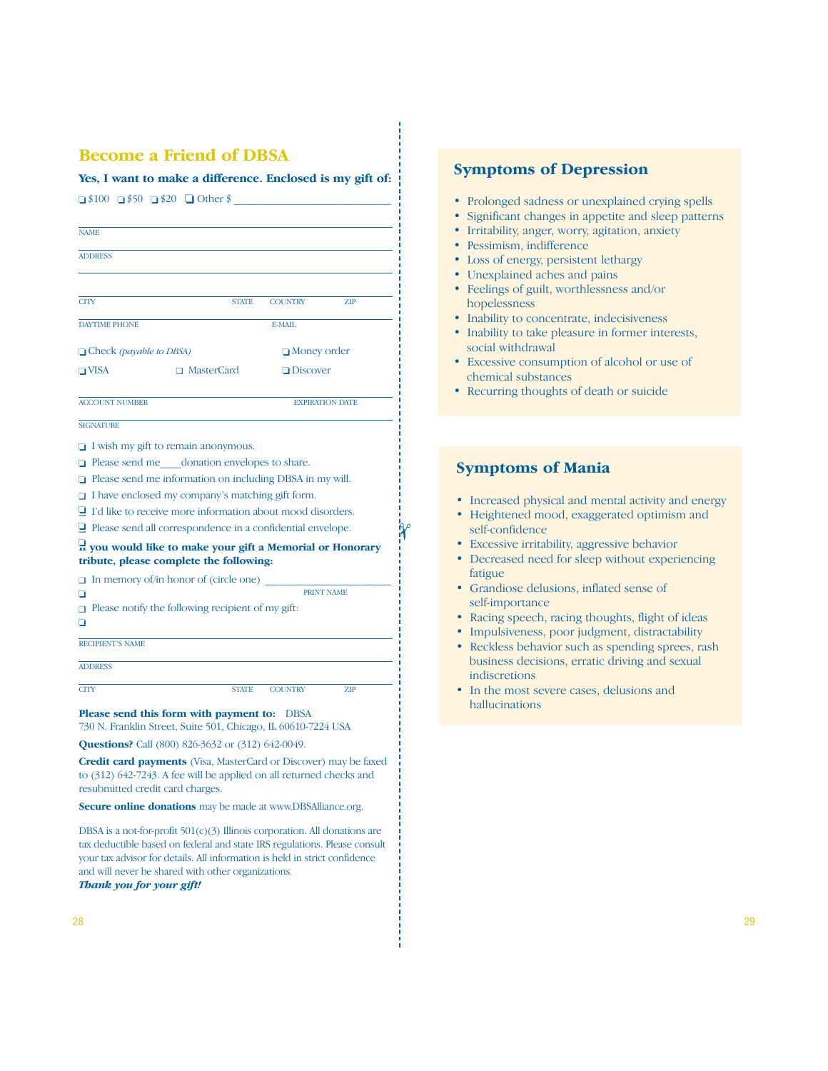## Become a Friend of DBSA

**Yes, I want to make a difference. Enclosed is my gift of:**

❑ $100 ❑ $50 ❑ $20 ❑ Other $ ____________________

NAME

ADDRESS

CITY STATE COUNTRY ZIP

DAYTIME PHONE E-MAIL

❑ Check *(payable to DBSA)* ❑ Money order

❑ VISA ❑ MasterCard ❑ Discover

ACCOUNT NUMBER EXPIRATION DATE

SIGNATURE

❑ I wish my gift to remain anonymous.

❑ Please send me____donation envelopes to share.

❑ Please send me information on including DBSA in my will.

❑ I have enclosed my company's matching gift form.

❑ I'd like to receive more information about mood disorders.

❑ Please send all correspondence in a confidential envelope.

**If you would like to make your gift a Memorial or Honorary tribute, please complete the following:**

❑ In memory of/in honor of (circle one) ____________________

PRINT NAME

❑ Please notify the following recipient of my gift:

RECIPIENT'S NAME

ADDRESS

CITY STATE COUNTRY ZIP

**Please send this form with payment to:** DBSA
730 N. Franklin Street, Suite 501, Chicago, IL 60610-7224 USA

**Questions?** Call (800) 826-3632 or (312) 642-0049.

**Credit card payments** (Visa, MasterCard or Discover) may be faxed to (312) 642-7243. A fee will be applied on all returned checks and resubmitted credit card charges.

**Secure online donations** may be made at www.DBSAlliance.org.

DBSA is a not-for-profit 501(c)(3) Illinois corporation. All donations are tax deductible based on federal and state IRS regulations. Please consult your tax advisor for details. All information is held in strict confidence and will never be shared with other organizations.

***Thank you for your gift!***

## Symptoms of Depression

- Prolonged sadness or unexplained crying spells
- Significant changes in appetite and sleep patterns
- Irritability, anger, worry, agitation, anxiety
- Pessimism, indifference
- Loss of energy, persistent lethargy
- Unexplained aches and pains
- Feelings of guilt, worthlessness and/or hopelessness
- Inability to concentrate, indecisiveness
- Inability to take pleasure in former interests, social withdrawal
- Excessive consumption of alcohol or use of chemical substances
- Recurring thoughts of death or suicide

## Symptoms of Mania

- Increased physical and mental activity and energy
- Heightened mood, exaggerated optimism and self-confidence
- Excessive irritability, aggressive behavior
- Decreased need for sleep without experiencing fatigue
- Grandiose delusions, inflated sense of self-importance
- Racing speech, racing thoughts, flight of ideas
- Impulsiveness, poor judgment, distractability
- Reckless behavior such as spending sprees, rash business decisions, erratic driving and sexual indiscretions
- In the most severe cases, delusions and hallucinations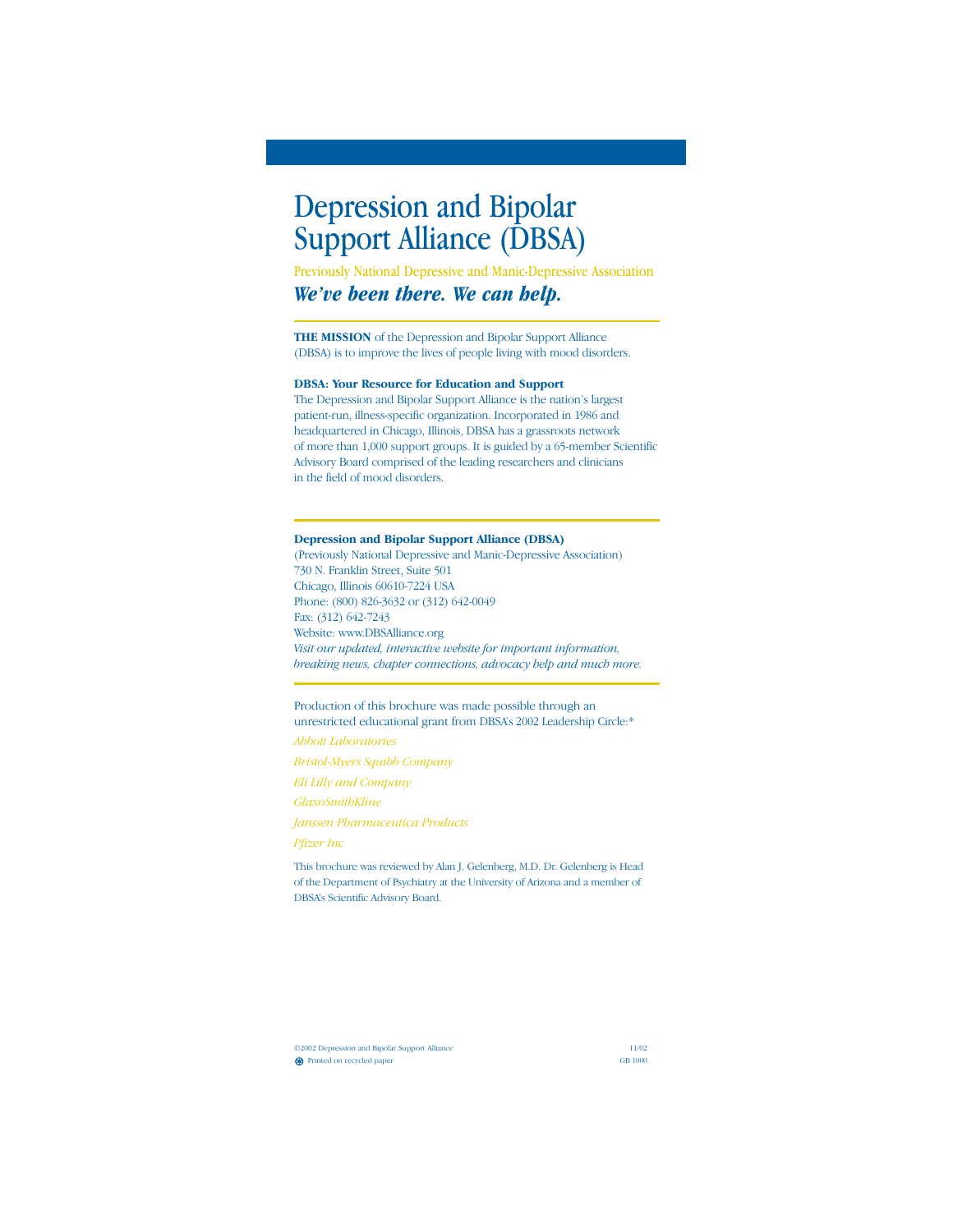# Depression and Bipolar Support Alliance (DBSA)

Previously National Depressive and Manic-Depressive Association

***We've been there. We can help.***

**THE MISSION** of the Depression and Bipolar Support Alliance (DBSA) is to improve the lives of people living with mood disorders.

**DBSA: Your Resource for Education and Support**

The Depression and Bipolar Support Alliance is the nation's largest patient-run, illness-specific organization. Incorporated in 1986 and headquartered in Chicago, Illinois, DBSA has a grassroots network of more than 1,000 support groups. It is guided by a 65-member Scientific Advisory Board comprised of the leading researchers and clinicians in the field of mood disorders.

**Depression and Bipolar Support Alliance (DBSA)**
(Previously National Depressive and Manic-Depressive Association)
730 N. Franklin Street, Suite 501
Chicago, Illinois 60610-7224 USA
Phone: (800) 826-3632 or (312) 642-0049
Fax: (312) 642-7243
Website: www.DBSAlliance.org
*Visit our updated, interactive website for important information, breaking news, chapter connections, advocacy help and much more.*

Production of this brochure was made possible through an unrestricted educational grant from DBSA's 2002 Leadership Circle:*

*Abbott Laboratories*

*Bristol-Myers Squibb Company*

*Eli Lilly and Company*

*GlaxoSmithKline*

*Janssen Pharmaceutica Products*

*Pfizer Inc*

This brochure was reviewed by Alan J. Gelenberg, M.D. Dr. Gelenberg is Head of the Department of Psychiatry at the University of Arizona and a member of DBSA's Scientific Advisory Board.

©2002 Depression and Bipolar Support Alliance — 11/02

Printed on recycled paper — GB 1000